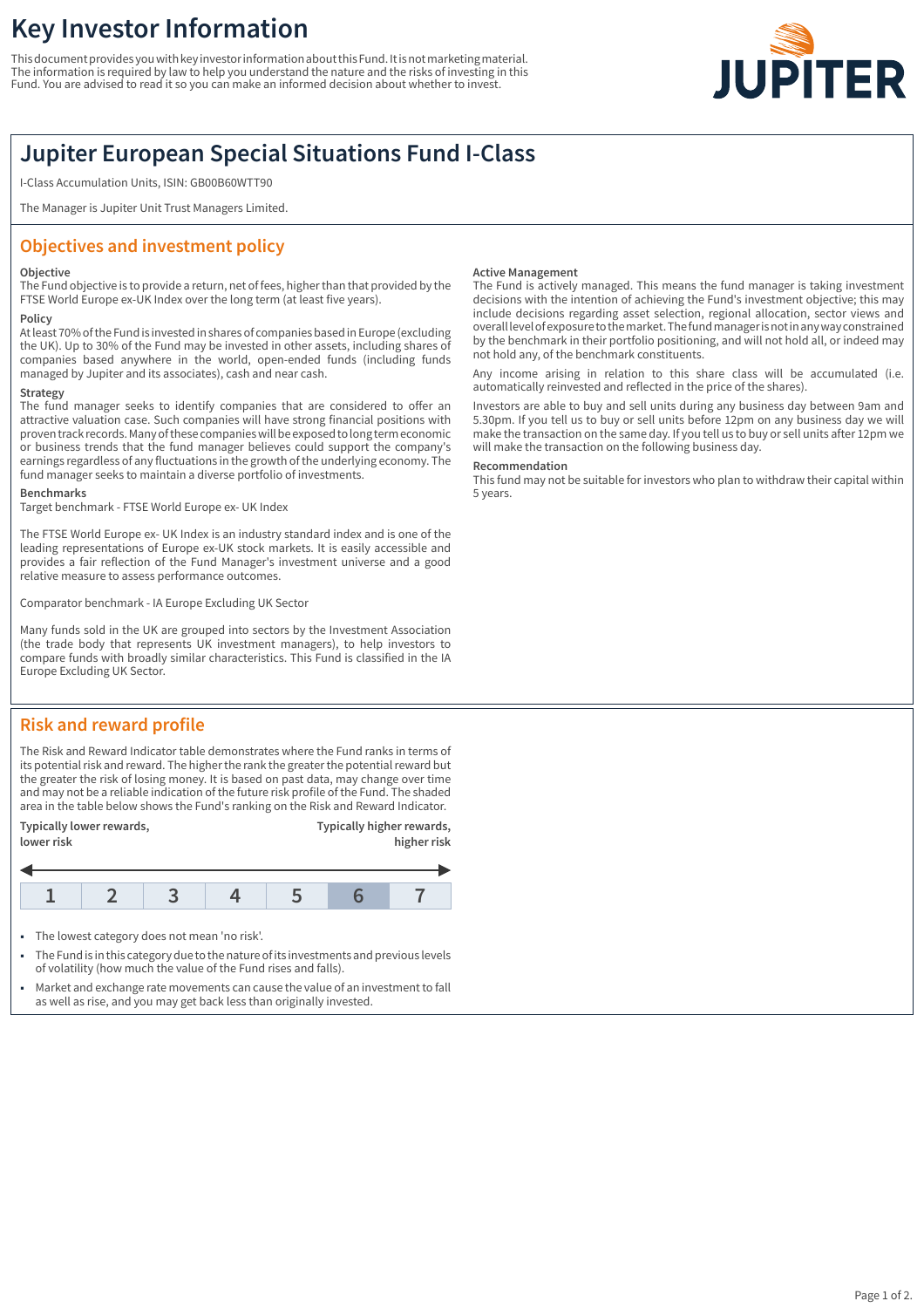# Key Investor Information

This document provides you with key investor information about this Fund. It is not marketing material. The information is required by law to help you understand the nature and the risks of investing in this Fund. You are advised to read it so you can make an informed decision about whether to invest.

## Jupiter European Special Situations Fund I-Class

I-Class Accumulation Units, ISIN: GB00B60WTT90

The Manager is Jupiter Unit Trust Managers Limited.

## Objectives and investment policy

**Objective**

The Fund objective is to provide a return, net of fees, higher than that provided by the FTSE World Europe ex-UK Index over the long term (at least five years).

**Policy**

At least 70% of the Fund is invested in shares of companies based in Europe (excluding the UK). Up to 30% of the Fund may be invested in other assets, including shares of companies based anywhere in the world, open-ended funds (including funds managed by Jupiter and its associates), cash and near cash.

**Strategy**

The fund manager seeks to identify companies that are considered to offer an attractive valuation case. Such companies will have strong financial positions with proven track records. Many of these companies will be exposed to long term economic or business trends that the fund manager believes could support the company's earnings regardless of any fluctuations in the growth of the underlying economy. The fund manager seeks to maintain a diverse portfolio of investments.

**Benchmarks**

Target benchmark - FTSE World Europe ex- UK Index

The FTSE World Europe ex- UK Index is an industry standard index and is one of the leading representations of Europe ex-UK stock markets. It is easily accessible and provides a fair reflection of the Fund Manager's investment universe and a good relative measure to assess performance outcomes.

Comparator benchmark - IA Europe Excluding UK Sector

Many funds sold in the UK are grouped into sectors by the Investment Association (the trade body that represents UK investment managers), to help investors to compare funds with broadly similar characteristics. This Fund is classified in the IA Europe Excluding UK Sector.

**Active Management**

The Fund is actively managed. This means the fund manager is taking investment decisions with the intention of achieving the Fund's investment objective; this may include decisions regarding asset selection, regional allocation, sector views and overall level of exposure to the market. The fund manager is not in any way constrained by the benchmark in their portfolio positioning, and will not hold all, or indeed may not hold any, of the benchmark constituents.

Any income arising in relation to this share class will be accumulated (i.e. automatically reinvested and reflected in the price of the shares).

Investors are able to buy and sell units during any business day between 9am and 5.30pm. If you tell us to buy or sell units before 12pm on any business day we will make the transaction on the same day. If you tell us to buy or sell units after 12pm we will make the transaction on the following business day.

**Recommendation**

This fund may not be suitable for investors who plan to withdraw their capital within 5 years.

## Risk and reward profile

The Risk and Reward Indicator table demonstrates where the Fund ranks in terms of its potential risk and reward. The higher the rank the greater the potential reward but the greater the risk of losing money. It is based on past data, may change over time and may not be a reliable indication of the future risk profile of the Fund. The shaded area in the table below shows the Fund's ranking on the Risk and Reward Indicator.

**Typically lower rewards, lower risk** ← → **Typically higher rewards, higher risk**

| 1 | 2 | 3 | 4 | 5 | **6** | 7 |
|---|---|---|---|---|---|---|

- The lowest category does not mean 'no risk'.
- The Fund is in this category due to the nature of its investments and previous levels of volatility (how much the value of the Fund rises and falls).
- Market and exchange rate movements can cause the value of an investment to fall as well as rise, and you may get back less than originally invested.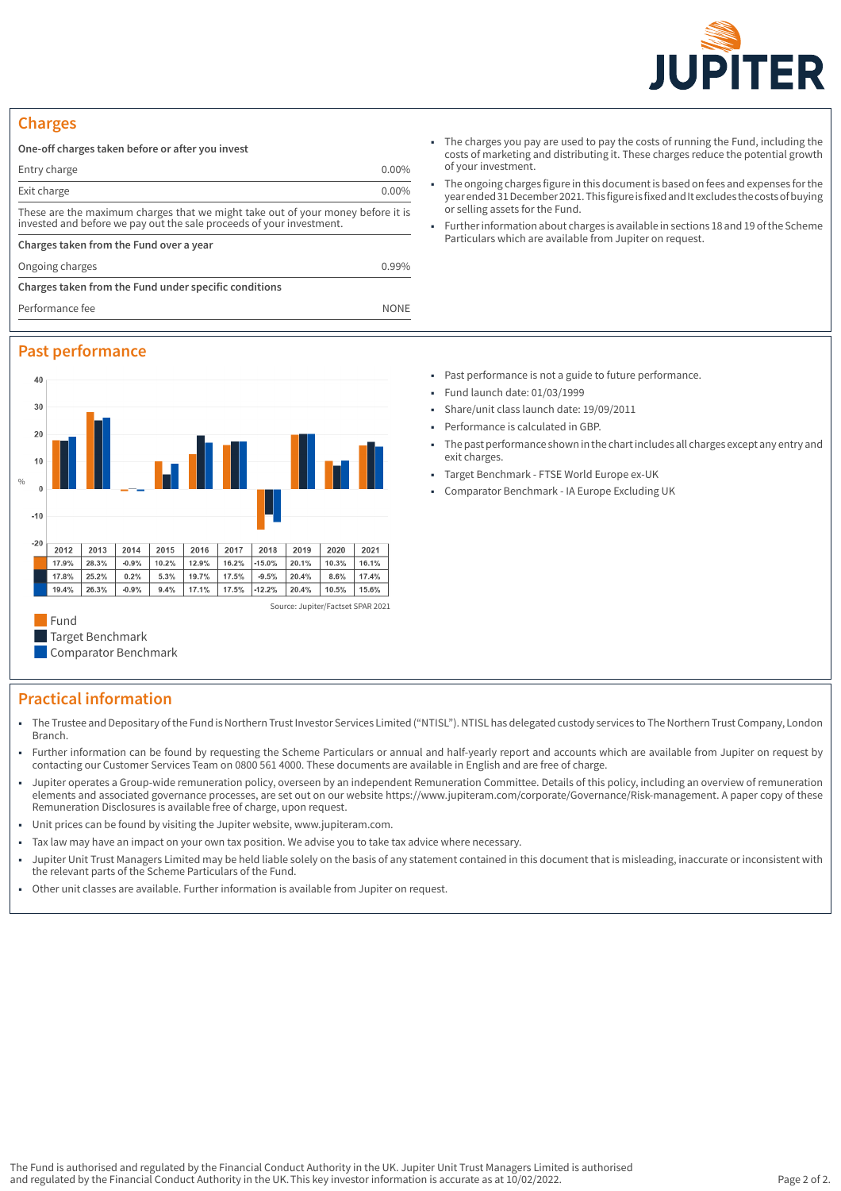## Charges

| One-off charges taken before or after you invest | |
|---|---|
| Entry charge | 0.00% |
| Exit charge | 0.00% |

These are the maximum charges that we might take out of your money before it is invested and before we pay out the sale proceeds of your investment.

| Charges taken from the Fund over a year | |
|---|---|
| Ongoing charges | 0.99% |

| Charges taken from the Fund under specific conditions | |
|---|---|
| Performance fee | NONE |

- The charges you pay are used to pay the costs of running the Fund, including the costs of marketing and distributing it. These charges reduce the potential growth of your investment.
- The ongoing charges figure in this document is based on fees and expenses for the year ended 31 December 2021. This figure is fixed and It excludes the costs of buying or selling assets for the Fund.
- Further information about charges is available in sections 18 and 19 of the Scheme Particulars which are available from Jupiter on request.

## Past performance

40
30
20
10
%
0
-10
-20

| | 2012 | 2013 | 2014 | 2015 | 2016 | 2017 | 2018 | 2019 | 2020 | 2021 |
|---|---|---|---|---|---|---|---|---|---|---|
| Fund | 17.9% | 28.3% | -0.9% | 10.2% | 12.9% | 16.2% | -15.0% | 20.1% | 10.3% | 16.1% |
| Target Benchmark | 17.8% | 25.2% | 0.2% | 5.3% | 19.7% | 17.5% | -9.5% | 20.4% | 8.6% | 17.4% |
| Comparator Benchmark | 19.4% | 26.3% | -0.9% | 9.4% | 17.1% | 17.5% | -12.2% | 20.4% | 10.5% | 15.6% |

Source: Jupiter/Factset SPAR 2021

Fund
Target Benchmark
Comparator Benchmark

- Past performance is not a guide to future performance.
- Fund launch date: 01/03/1999
- Share/unit class launch date: 19/09/2011
- Performance is calculated in GBP.
- The past performance shown in the chart includes all charges except any entry and exit charges.
- Target Benchmark - FTSE World Europe ex-UK
- Comparator Benchmark - IA Europe Excluding UK

## Practical information

- The Trustee and Depositary of the Fund is Northern Trust Investor Services Limited ("NTISL"). NTISL has delegated custody services to The Northern Trust Company, London Branch.
- Further information can be found by requesting the Scheme Particulars or annual and half-yearly report and accounts which are available from Jupiter on request by contacting our Customer Services Team on 0800 561 4000. These documents are available in English and are free of charge.
- Jupiter operates a Group-wide remuneration policy, overseen by an independent Remuneration Committee. Details of this policy, including an overview of remuneration elements and associated governance processes, are set out on our website https://www.jupiteram.com/corporate/Governance/Risk-management. A paper copy of these Remuneration Disclosures is available free of charge, upon request.
- Unit prices can be found by visiting the Jupiter website, www.jupiteram.com.
- Tax law may have an impact on your own tax position. We advise you to take tax advice where necessary.
- Jupiter Unit Trust Managers Limited may be held liable solely on the basis of any statement contained in this document that is misleading, inaccurate or inconsistent with the relevant parts of the Scheme Particulars of the Fund.
- Other unit classes are available. Further information is available from Jupiter on request.

The Fund is authorised and regulated by the Financial Conduct Authority in the UK. Jupiter Unit Trust Managers Limited is authorised and regulated by the Financial Conduct Authority in the UK. This key investor information is accurate as at 10/02/2022.